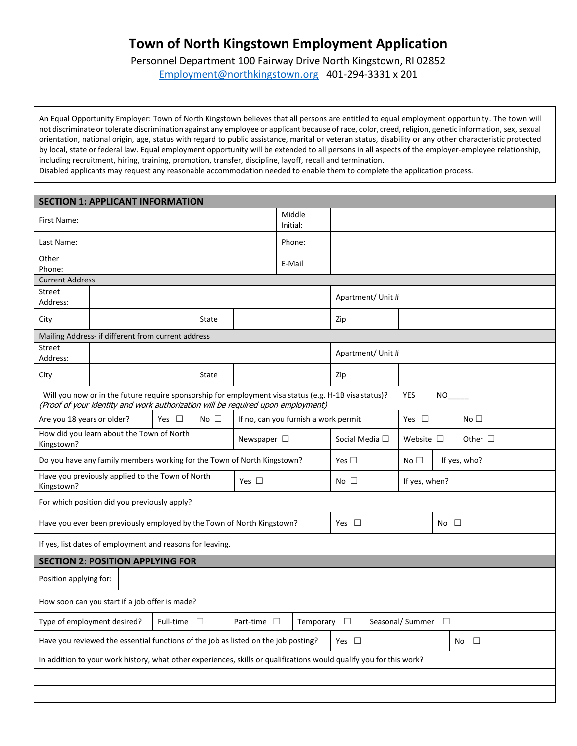# Town of North Kingstown Employment Application

Personnel Department 100 Fairway Drive North Kingstown, RI 02852

Employment@northkingstown.org 401-294-3331 x 201

An Equal Opportunity Employer: Town of North Kingstown believes that all persons are entitled to equal employment opportunity. The town will not discriminate or tolerate discrimination against any employee or applicant because of race, color, creed, religion, genetic information, sex, sexual orientation, national origin, age, status with regard to public assistance, marital or veteran status, disability or any other characteristic protected by local, state or federal law. Equal employment opportunity will be extended to all persons in all aspects of the employer-employee relationship, including recruitment, hiring, training, promotion, transfer, discipline, layoff, recall and termination.
Disabled applicants may request any reasonable accommodation needed to enable them to complete the application process.

## SECTION 1: APPLICANT INFORMATION

| | | | |
|---|---|---|---|
| First Name: | | Middle Initial: | |
| Last Name: | | Phone: | |
| Other Phone: | | E-Mail | |

**Current Address**

| | | | | | |
|---|---|---|---|---|---|
| Street Address: | | | | Apartment/ Unit # | |
| City | | State | | Zip | |

**Mailing Address- if different from current address**

| | | | | | |
|---|---|---|---|---|---|
| Street Address: | | | | Apartment/ Unit # | |
| City | | State | | Zip | |

Will you now or in the future require sponsorship for employment visa status (e.g. H-1B visa status)? YES_____NO_____
*(Proof of your identity and work authorization will be required upon employment)*

| | | | | | |
|---|---|---|---|---|---|
| Are you 18 years or older? | Yes ☐ | No ☐ | If no, can you furnish a work permit | Yes ☐ | No ☐ |
| How did you learn about the Town of North Kingstown? | Newspaper ☐ | Social Media ☐ | Website ☐ | Other ☐ | |
| Do you have any family members working for the Town of North Kingstown? | Yes ☐ | No ☐ | If yes, who? | | |
| Have you previously applied to the Town of North Kingstown? | Yes ☐ | No ☐ | If yes, when? | | |

For which position did you previously apply?

| | | |
|---|---|---|
| Have you ever been previously employed by the Town of North Kingstown? | Yes ☐ | No ☐ |

If yes, list dates of employment and reasons for leaving.

## SECTION 2: POSITION APPLYING FOR

| | |
|---|---|
| Position applying for: | |
| How soon can you start if a job offer is made? | |

| | | | | |
|---|---|---|---|---|
| Type of employment desired? | Full-time ☐ | Part-time ☐ | Temporary ☐ | Seasonal/ Summer ☐ |

| | | |
|---|---|---|
| Have you reviewed the essential functions of the job as listed on the job posting? | Yes ☐ | No ☐ |

In addition to your work history, what other experiences, skills or qualifications would qualify you for this work?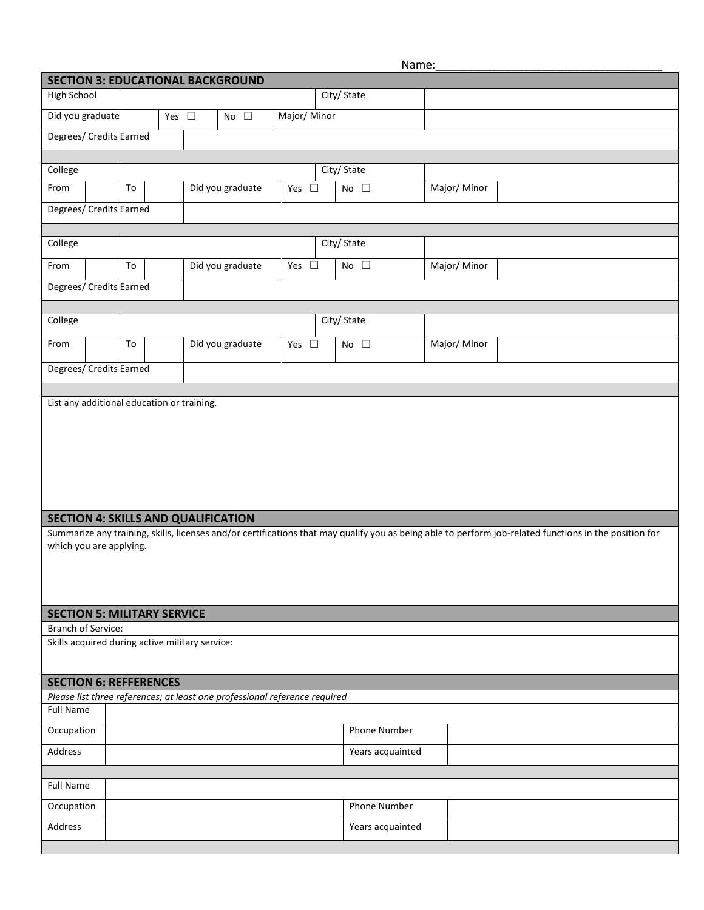Name:___________________________________

## SECTION 3: EDUCATIONAL BACKGROUND

| High School | | City/ State | |
|---|---|---|---|
| Did you graduate | Yes ☐ No ☐ | Major/ Minor | |
| Degrees/ Credits Earned | | | |

| College | | | | | | | City/ State | | |
|---|---|---|---|---|---|---|---|---|---|
| From | | To | | Did you graduate | Yes ☐ | No ☐ | Major/ Minor | | |
| Degrees/ Credits Earned | | | | | | | | | |

| College | | | | | | | City/ State | | |
|---|---|---|---|---|---|---|---|---|---|
| From | | To | | Did you graduate | Yes ☐ | No ☐ | Major/ Minor | | |
| Degrees/ Credits Earned | | | | | | | | | |

| College | | | | | | | City/ State | | |
|---|---|---|---|---|---|---|---|---|---|
| From | | To | | Did you graduate | Yes ☐ | No ☐ | Major/ Minor | | |
| Degrees/ Credits Earned | | | | | | | | | |

List any additional education or training.

## SECTION 4: SKILLS AND QUALIFICATION

Summarize any training, skills, licenses and/or certifications that may qualify you as being able to perform job-related functions in the position for which you are applying.

## SECTION 5: MILITARY SERVICE

Branch of Service:

Skills acquired during active military service:

## SECTION 6: REFFERENCES

*Please list three references; at least one professional reference required*

| Full Name | | | |
|---|---|---|---|
| Occupation | | Phone Number | |
| Address | | Years acquainted | |

| Full Name | | | |
|---|---|---|---|
| Occupation | | Phone Number | |
| Address | | Years acquainted | |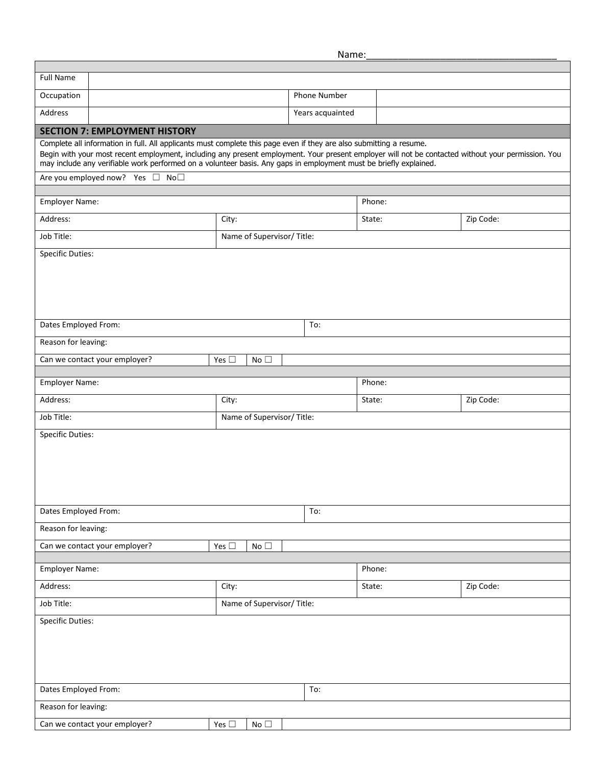Name:___________________________________

| Full Name | | | |
|---|---|---|---|
| Occupation | | Phone Number | |
| Address | | Years acquainted | |

## SECTION 7: EMPLOYMENT HISTORY

Complete all information in full. All applicants must complete this page even if they are also submitting a resume.

Begin with your most recent employment, including any present employment. Your present employer will not be contacted without your permission. You may include any verifiable work performed on a volunteer basis. Any gaps in employment must be briefly explained.

Are you employed now? Yes ☐ No☐

| Employer Name: | | Phone: | |
|---|---|---|---|
| Address: | City: | State: | Zip Code: |
| Job Title: | Name of Supervisor/ Title: | | |
| Specific Duties: | | | |
| Dates Employed From: | | To: | |
| Reason for leaving: | | | |
| Can we contact your employer? | Yes ☐ | No ☐ | |

| Employer Name: | | Phone: | |
|---|---|---|---|
| Address: | City: | State: | Zip Code: |
| Job Title: | Name of Supervisor/ Title: | | |
| Specific Duties: | | | |
| Dates Employed From: | | To: | |
| Reason for leaving: | | | |
| Can we contact your employer? | Yes ☐ | No ☐ | |

| Employer Name: | | Phone: | |
|---|---|---|---|
| Address: | City: | State: | Zip Code: |
| Job Title: | Name of Supervisor/ Title: | | |
| Specific Duties: | | | |
| Dates Employed From: | | To: | |
| Reason for leaving: | | | |
| Can we contact your employer? | Yes ☐ | No ☐ | |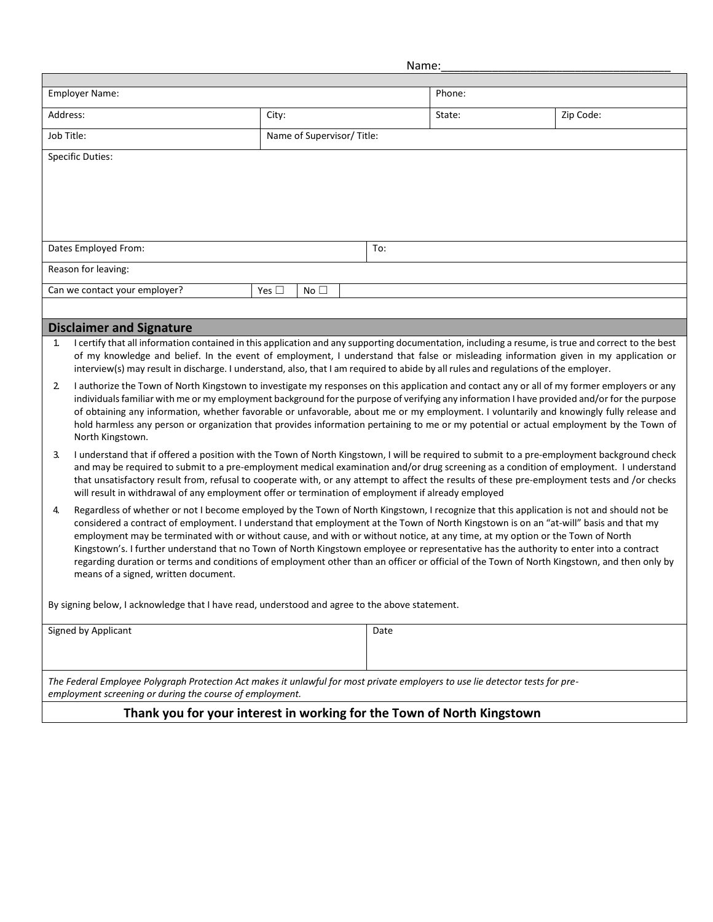Name:___________________________________

| | | | | | |
|---|---|---|---|---|---|
| Employer Name: | | | Phone: | | |
| Address: | City: | | State: | Zip Code: | |
| Job Title: | Name of Supervisor/ Title: | | | | |
| Specific Duties: | | | | | |
| Dates Employed From: | | To: | | | |
| Reason for leaving: | | | | | |
| Can we contact your employer? | Yes ☐ | No ☐ | | | |

## Disclaimer and Signature

1. I certify that all information contained in this application and any supporting documentation, including a resume, is true and correct to the best of my knowledge and belief. In the event of employment, I understand that false or misleading information given in my application or interview(s) may result in discharge. I understand, also, that I am required to abide by all rules and regulations of the employer.
2. I authorize the Town of North Kingstown to investigate my responses on this application and contact any or all of my former employers or any individuals familiar with me or my employment background for the purpose of verifying any information I have provided and/or for the purpose of obtaining any information, whether favorable or unfavorable, about me or my employment. I voluntarily and knowingly fully release and hold harmless any person or organization that provides information pertaining to me or my potential or actual employment by the Town of North Kingstown.
3. I understand that if offered a position with the Town of North Kingstown, I will be required to submit to a pre-employment background check and may be required to submit to a pre-employment medical examination and/or drug screening as a condition of employment. I understand that unsatisfactory result from, refusal to cooperate with, or any attempt to affect the results of these pre-employment tests and /or checks will result in withdrawal of any employment offer or termination of employment if already employed
4. Regardless of whether or not I become employed by the Town of North Kingstown, I recognize that this application is not and should not be considered a contract of employment. I understand that employment at the Town of North Kingstown is on an "at-will" basis and that my employment may be terminated with or without cause, and with or without notice, at any time, at my option or the Town of North Kingstown's. I further understand that no Town of North Kingstown employee or representative has the authority to enter into a contract regarding duration or terms and conditions of employment other than an officer or official of the Town of North Kingstown, and then only by means of a signed, written document.

By signing below, I acknowledge that I have read, understood and agree to the above statement.

| | |
|---|---|
| Signed by Applicant | Date |

*The Federal Employee Polygraph Protection Act makes it unlawful for most private employers to use lie detector tests for pre-employment screening or during the course of employment.*

**Thank you for your interest in working for the Town of North Kingstown**